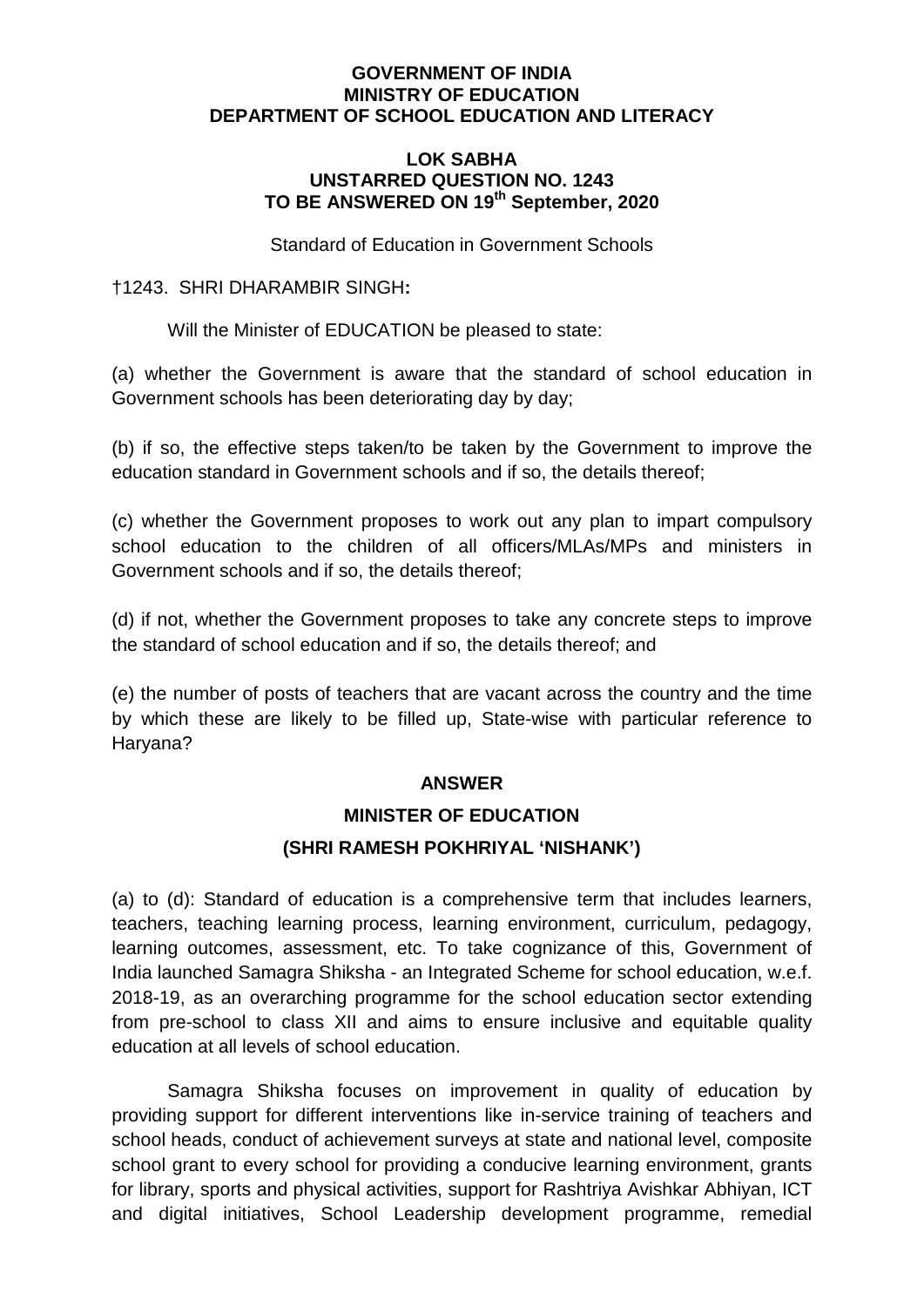**GOVERNMENT OF INDIA**
**MINISTRY OF EDUCATION**
**DEPARTMENT OF SCHOOL EDUCATION AND LITERACY**

**LOK SABHA**
**UNSTARRED QUESTION NO. 1243**
**TO BE ANSWERED ON 19th September, 2020**

Standard of Education in Government Schools

†1243. SHRI DHARAMBIR SINGH**:**

Will the Minister of EDUCATION be pleased to state:

(a) whether the Government is aware that the standard of school education in Government schools has been deteriorating day by day;

(b) if so, the effective steps taken/to be taken by the Government to improve the education standard in Government schools and if so, the details thereof;

(c) whether the Government proposes to work out any plan to impart compulsory school education to the children of all officers/MLAs/MPs and ministers in Government schools and if so, the details thereof;

(d) if not, whether the Government proposes to take any concrete steps to improve the standard of school education and if so, the details thereof; and

(e) the number of posts of teachers that are vacant across the country and the time by which these are likely to be filled up, State-wise with particular reference to Haryana?

**ANSWER**

**MINISTER OF EDUCATION**

**(SHRI RAMESH POKHRIYAL 'NISHANK')**

(a) to (d): Standard of education is a comprehensive term that includes learners, teachers, teaching learning process, learning environment, curriculum, pedagogy, learning outcomes, assessment, etc. To take cognizance of this, Government of India launched Samagra Shiksha - an Integrated Scheme for school education, w.e.f. 2018-19, as an overarching programme for the school education sector extending from pre-school to class XII and aims to ensure inclusive and equitable quality education at all levels of school education.

Samagra Shiksha focuses on improvement in quality of education by providing support for different interventions like in-service training of teachers and school heads, conduct of achievement surveys at state and national level, composite school grant to every school for providing a conducive learning environment, grants for library, sports and physical activities, support for Rashtriya Avishkar Abhiyan, ICT and digital initiatives, School Leadership development programme, remedial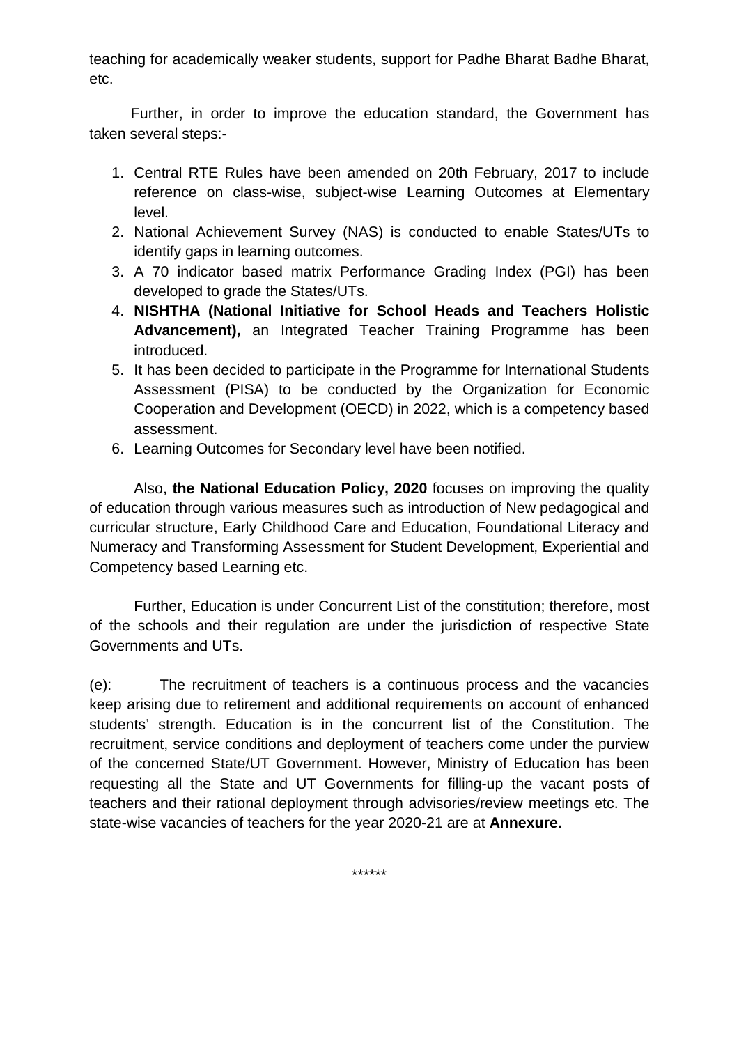teaching for academically weaker students, support for Padhe Bharat Badhe Bharat, etc.

Further, in order to improve the education standard, the Government has taken several steps:-

1. Central RTE Rules have been amended on 20th February, 2017 to include reference on class-wise, subject-wise Learning Outcomes at Elementary level.
2. National Achievement Survey (NAS) is conducted to enable States/UTs to identify gaps in learning outcomes.
3. A 70 indicator based matrix Performance Grading Index (PGI) has been developed to grade the States/UTs.
4. **NISHTHA (National Initiative for School Heads and Teachers Holistic Advancement),** an Integrated Teacher Training Programme has been introduced.
5. It has been decided to participate in the Programme for International Students Assessment (PISA) to be conducted by the Organization for Economic Cooperation and Development (OECD) in 2022, which is a competency based assessment.
6. Learning Outcomes for Secondary level have been notified.

Also, **the National Education Policy, 2020** focuses on improving the quality of education through various measures such as introduction of New pedagogical and curricular structure, Early Childhood Care and Education, Foundational Literacy and Numeracy and Transforming Assessment for Student Development, Experiential and Competency based Learning etc.

Further, Education is under Concurrent List of the constitution; therefore, most of the schools and their regulation are under the jurisdiction of respective State Governments and UTs.

(e): The recruitment of teachers is a continuous process and the vacancies keep arising due to retirement and additional requirements on account of enhanced students' strength. Education is in the concurrent list of the Constitution. The recruitment, service conditions and deployment of teachers come under the purview of the concerned State/UT Government. However, Ministry of Education has been requesting all the State and UT Governments for filling-up the vacant posts of teachers and their rational deployment through advisories/review meetings etc. The state-wise vacancies of teachers for the year 2020-21 are at **Annexure.**

******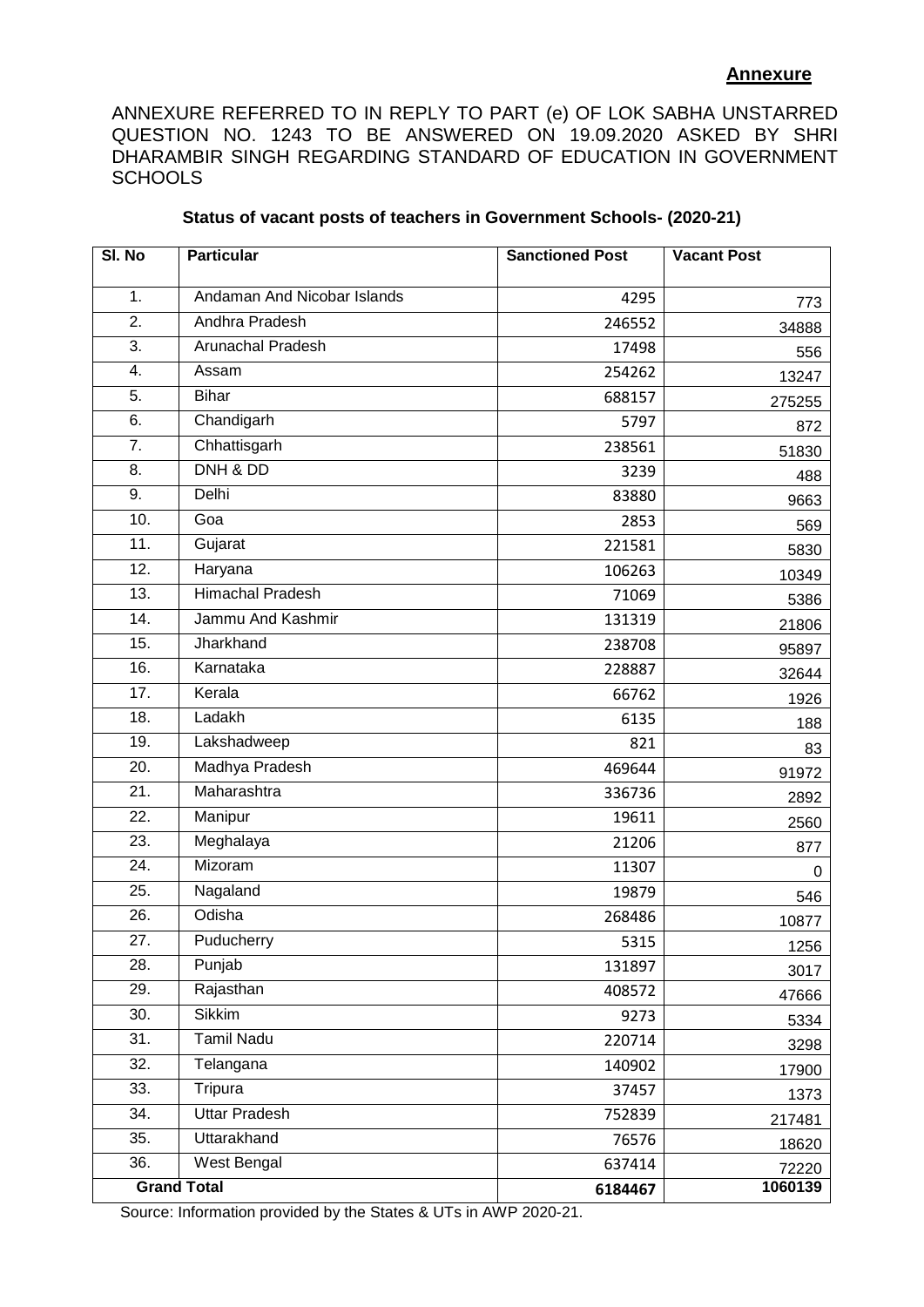**Annexure**

ANNEXURE REFERRED TO IN REPLY TO PART (e) OF LOK SABHA UNSTARRED QUESTION NO. 1243 TO BE ANSWERED ON 19.09.2020 ASKED BY SHRI DHARAMBIR SINGH REGARDING STANDARD OF EDUCATION IN GOVERNMENT SCHOOLS

**Status of vacant posts of teachers in Government Schools- (2020-21)**

| Sl. No | Particular | Sanctioned Post | Vacant Post |
|---|---|---|---|
| 1. | Andaman And Nicobar Islands | 4295 | 773 |
| 2. | Andhra Pradesh | 246552 | 34888 |
| 3. | Arunachal Pradesh | 17498 | 556 |
| 4. | Assam | 254262 | 13247 |
| 5. | Bihar | 688157 | 275255 |
| 6. | Chandigarh | 5797 | 872 |
| 7. | Chhattisgarh | 238561 | 51830 |
| 8. | DNH & DD | 3239 | 488 |
| 9. | Delhi | 83880 | 9663 |
| 10. | Goa | 2853 | 569 |
| 11. | Gujarat | 221581 | 5830 |
| 12. | Haryana | 106263 | 10349 |
| 13. | Himachal Pradesh | 71069 | 5386 |
| 14. | Jammu And Kashmir | 131319 | 21806 |
| 15. | Jharkhand | 238708 | 95897 |
| 16. | Karnataka | 228887 | 32644 |
| 17. | Kerala | 66762 | 1926 |
| 18. | Ladakh | 6135 | 188 |
| 19. | Lakshadweep | 821 | 83 |
| 20. | Madhya Pradesh | 469644 | 91972 |
| 21. | Maharashtra | 336736 | 2892 |
| 22. | Manipur | 19611 | 2560 |
| 23. | Meghalaya | 21206 | 877 |
| 24. | Mizoram | 11307 | 0 |
| 25. | Nagaland | 19879 | 546 |
| 26. | Odisha | 268486 | 10877 |
| 27. | Puducherry | 5315 | 1256 |
| 28. | Punjab | 131897 | 3017 |
| 29. | Rajasthan | 408572 | 47666 |
| 30. | Sikkim | 9273 | 5334 |
| 31. | Tamil Nadu | 220714 | 3298 |
| 32. | Telangana | 140902 | 17900 |
| 33. | Tripura | 37457 | 1373 |
| 34. | Uttar Pradesh | 752839 | 217481 |
| 35. | Uttarakhand | 76576 | 18620 |
| 36. | West Bengal | 637414 | 72220 |
| **Grand Total** | | **6184467** | **1060139** |

Source: Information provided by the States & UTs in AWP 2020-21.